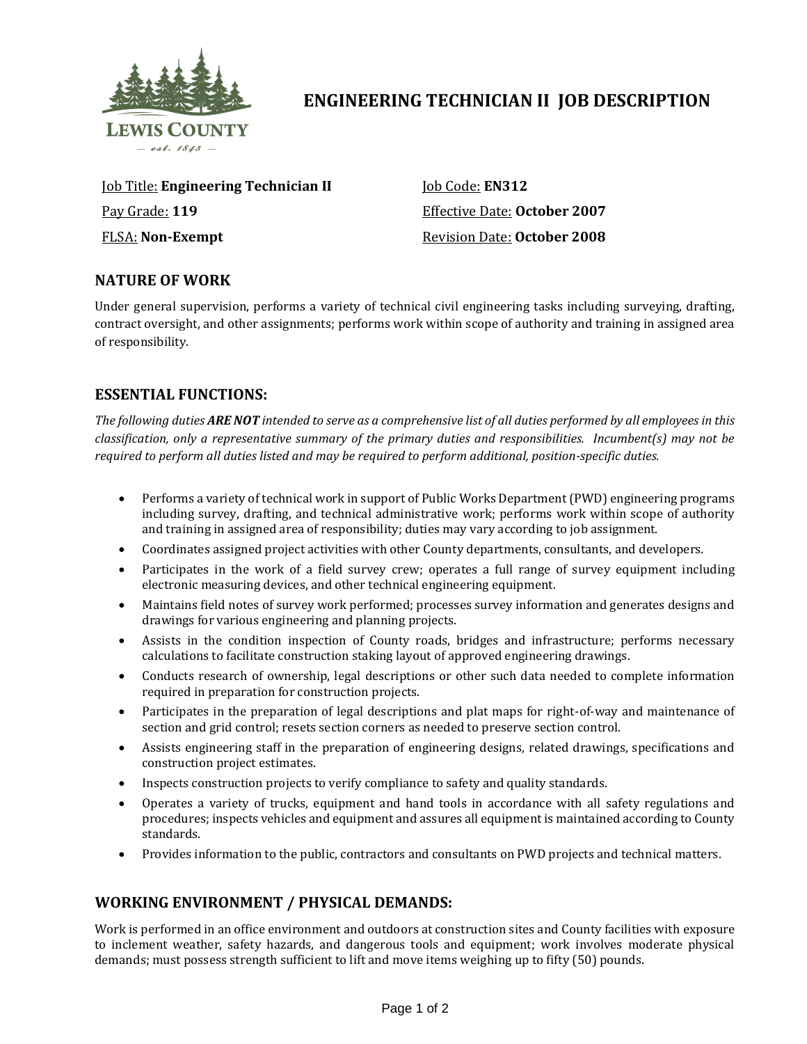LEWIS COUNTY

— est. 1845 —

# ENGINEERING TECHNICIAN II JOB DESCRIPTION

| | |
|---|---|
| Job Title: **Engineering Technician II** | Job Code: **EN312** |
| Pay Grade: **119** | Effective Date: **October 2007** |
| FLSA: **Non-Exempt** | Revision Date: **October 2008** |

## NATURE OF WORK

Under general supervision, performs a variety of technical civil engineering tasks including surveying, drafting, contract oversight, and other assignments; performs work within scope of authority and training in assigned area of responsibility.

## ESSENTIAL FUNCTIONS:

*The following duties **ARE NOT** intended to serve as a comprehensive list of all duties performed by all employees in this classification, only a representative summary of the primary duties and responsibilities. Incumbent(s) may not be required to perform all duties listed and may be required to perform additional, position-specific duties.*

- Performs a variety of technical work in support of Public Works Department (PWD) engineering programs including survey, drafting, and technical administrative work; performs work within scope of authority and training in assigned area of responsibility; duties may vary according to job assignment.
- Coordinates assigned project activities with other County departments, consultants, and developers.
- Participates in the work of a field survey crew; operates a full range of survey equipment including electronic measuring devices, and other technical engineering equipment.
- Maintains field notes of survey work performed; processes survey information and generates designs and drawings for various engineering and planning projects.
- Assists in the condition inspection of County roads, bridges and infrastructure; performs necessary calculations to facilitate construction staking layout of approved engineering drawings.
- Conducts research of ownership, legal descriptions or other such data needed to complete information required in preparation for construction projects.
- Participates in the preparation of legal descriptions and plat maps for right-of-way and maintenance of section and grid control; resets section corners as needed to preserve section control.
- Assists engineering staff in the preparation of engineering designs, related drawings, specifications and construction project estimates.
- Inspects construction projects to verify compliance to safety and quality standards.
- Operates a variety of trucks, equipment and hand tools in accordance with all safety regulations and procedures; inspects vehicles and equipment and assures all equipment is maintained according to County standards.
- Provides information to the public, contractors and consultants on PWD projects and technical matters.

## WORKING ENVIRONMENT / PHYSICAL DEMANDS:

Work is performed in an office environment and outdoors at construction sites and County facilities with exposure to inclement weather, safety hazards, and dangerous tools and equipment; work involves moderate physical demands; must possess strength sufficient to lift and move items weighing up to fifty (50) pounds.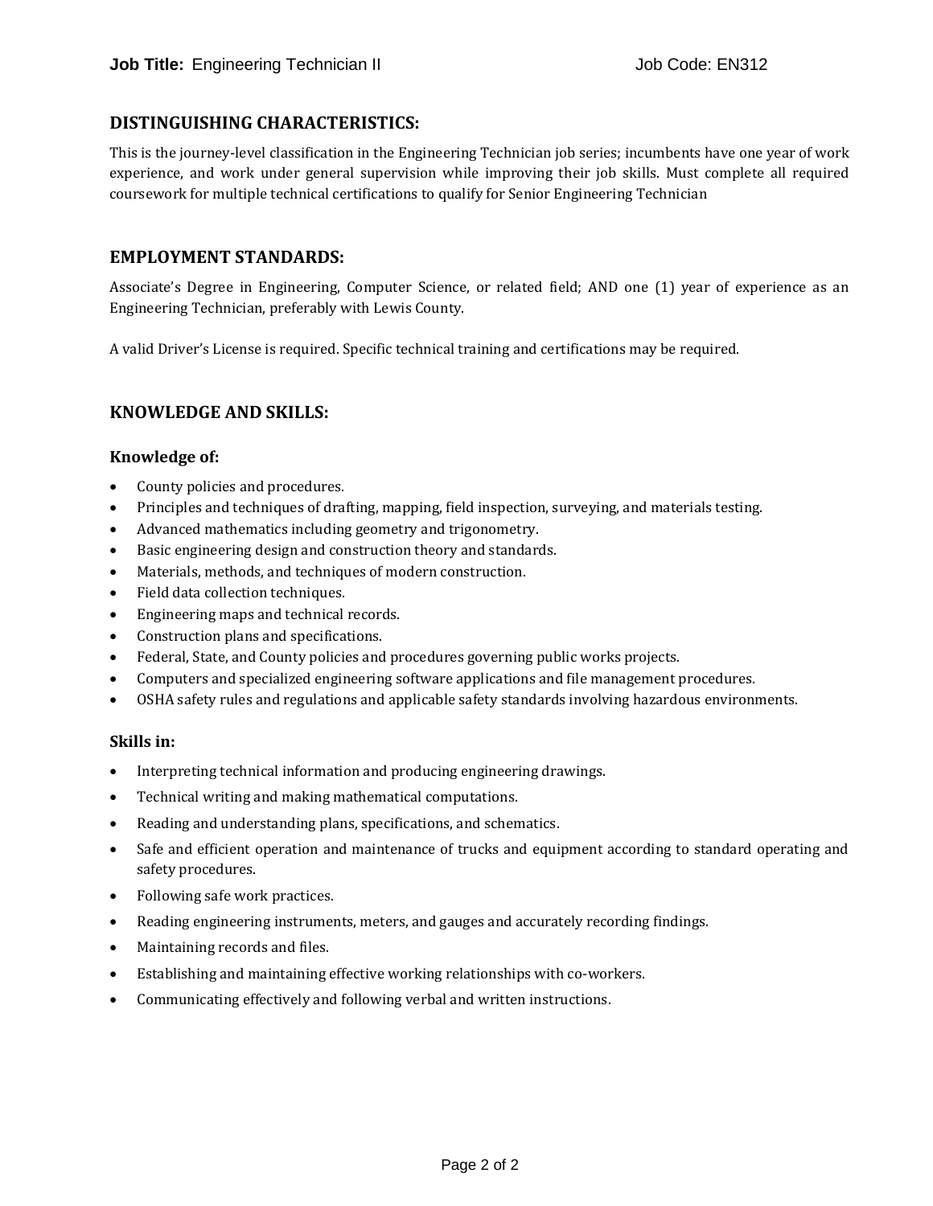**Job Title:** Engineering Technician II Job Code: EN312

## DISTINGUISHING CHARACTERISTICS:

This is the journey-level classification in the Engineering Technician job series; incumbents have one year of work experience, and work under general supervision while improving their job skills. Must complete all required coursework for multiple technical certifications to qualify for Senior Engineering Technician

## EMPLOYMENT STANDARDS:

Associate's Degree in Engineering, Computer Science, or related field; AND one (1) year of experience as an Engineering Technician, preferably with Lewis County.

A valid Driver's License is required. Specific technical training and certifications may be required.

## KNOWLEDGE AND SKILLS:

### Knowledge of:

- County policies and procedures.
- Principles and techniques of drafting, mapping, field inspection, surveying, and materials testing.
- Advanced mathematics including geometry and trigonometry.
- Basic engineering design and construction theory and standards.
- Materials, methods, and techniques of modern construction.
- Field data collection techniques.
- Engineering maps and technical records.
- Construction plans and specifications.
- Federal, State, and County policies and procedures governing public works projects.
- Computers and specialized engineering software applications and file management procedures.
- OSHA safety rules and regulations and applicable safety standards involving hazardous environments.

### Skills in:

- Interpreting technical information and producing engineering drawings.
- Technical writing and making mathematical computations.
- Reading and understanding plans, specifications, and schematics.
- Safe and efficient operation and maintenance of trucks and equipment according to standard operating and safety procedures.
- Following safe work practices.
- Reading engineering instruments, meters, and gauges and accurately recording findings.
- Maintaining records and files.
- Establishing and maintaining effective working relationships with co-workers.
- Communicating effectively and following verbal and written instructions.